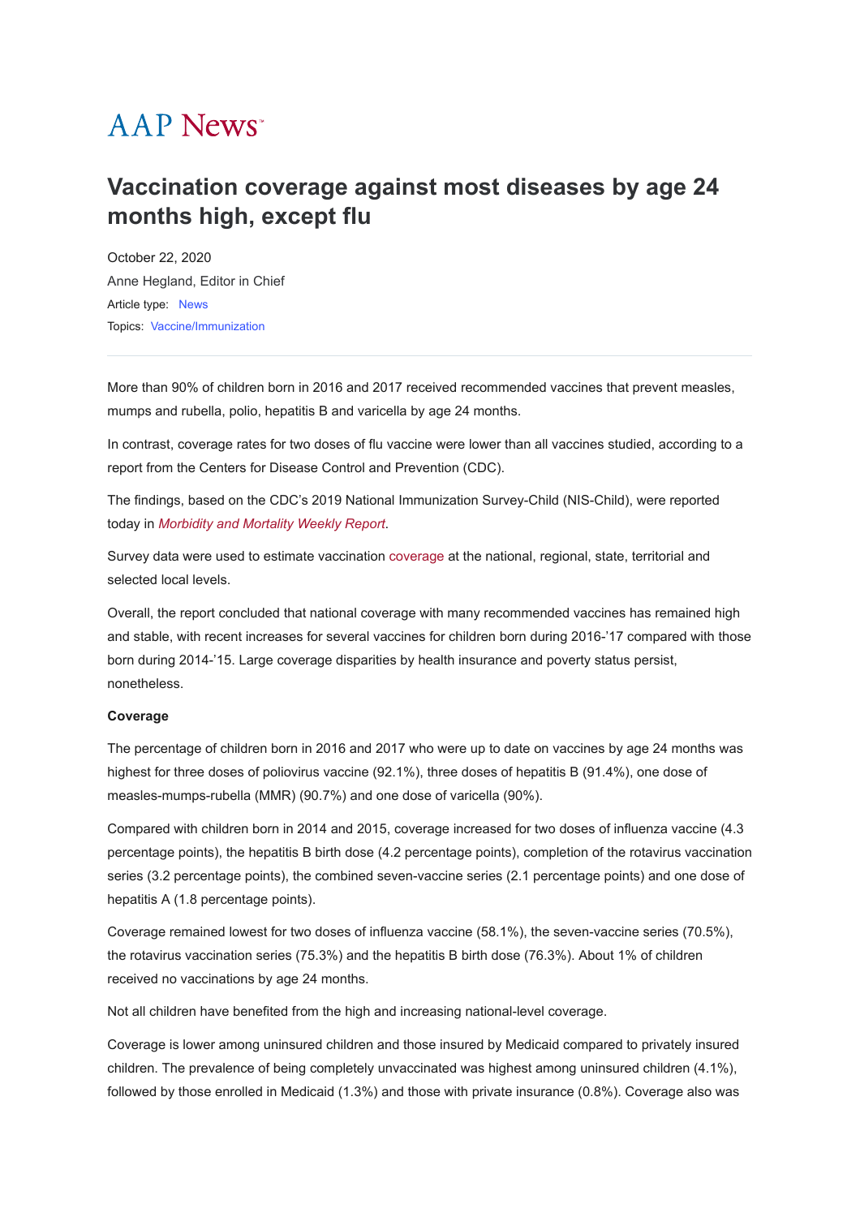AAP News

# Vaccination coverage against most diseases by age 24 months high, except flu

October 22, 2020

Anne Hegland, Editor in Chief

Article type: News

Topics: Vaccine/Immunization

More than 90% of children born in 2016 and 2017 received recommended vaccines that prevent measles, mumps and rubella, polio, hepatitis B and varicella by age 24 months.

In contrast, coverage rates for two doses of flu vaccine were lower than all vaccines studied, according to a report from the Centers for Disease Control and Prevention (CDC).

The findings, based on the CDC's 2019 National Immunization Survey-Child (NIS-Child), were reported today in *Morbidity and Mortality Weekly Report*.

Survey data were used to estimate vaccination coverage at the national, regional, state, territorial and selected local levels.

Overall, the report concluded that national coverage with many recommended vaccines has remained high and stable, with recent increases for several vaccines for children born during 2016-'17 compared with those born during 2014-'15. Large coverage disparities by health insurance and poverty status persist, nonetheless.

**Coverage**

The percentage of children born in 2016 and 2017 who were up to date on vaccines by age 24 months was highest for three doses of poliovirus vaccine (92.1%), three doses of hepatitis B (91.4%), one dose of measles-mumps-rubella (MMR) (90.7%) and one dose of varicella (90%).

Compared with children born in 2014 and 2015, coverage increased for two doses of influenza vaccine (4.3 percentage points), the hepatitis B birth dose (4.2 percentage points), completion of the rotavirus vaccination series (3.2 percentage points), the combined seven-vaccine series (2.1 percentage points) and one dose of hepatitis A (1.8 percentage points).

Coverage remained lowest for two doses of influenza vaccine (58.1%), the seven-vaccine series (70.5%), the rotavirus vaccination series (75.3%) and the hepatitis B birth dose (76.3%). About 1% of children received no vaccinations by age 24 months.

Not all children have benefited from the high and increasing national-level coverage.

Coverage is lower among uninsured children and those insured by Medicaid compared to privately insured children. The prevalence of being completely unvaccinated was highest among uninsured children (4.1%), followed by those enrolled in Medicaid (1.3%) and those with private insurance (0.8%). Coverage also was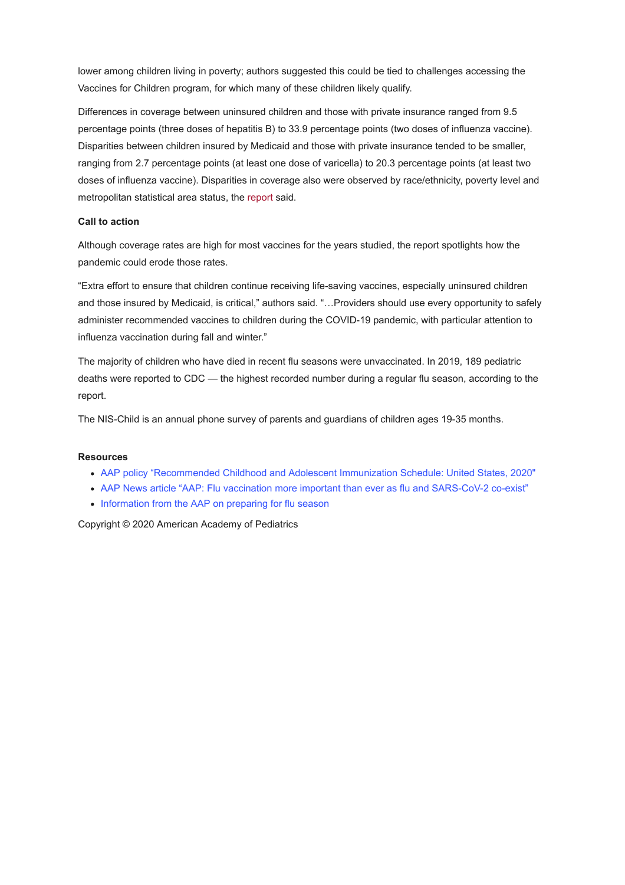lower among children living in poverty; authors suggested this could be tied to challenges accessing the Vaccines for Children program, for which many of these children likely qualify.

Differences in coverage between uninsured children and those with private insurance ranged from 9.5 percentage points (three doses of hepatitis B) to 33.9 percentage points (two doses of influenza vaccine). Disparities between children insured by Medicaid and those with private insurance tended to be smaller, ranging from 2.7 percentage points (at least one dose of varicella) to 20.3 percentage points (at least two doses of influenza vaccine). Disparities in coverage also were observed by race/ethnicity, poverty level and metropolitan statistical area status, the report said.

**Call to action**

Although coverage rates are high for most vaccines for the years studied, the report spotlights how the pandemic could erode those rates.

"Extra effort to ensure that children continue receiving life-saving vaccines, especially uninsured children and those insured by Medicaid, is critical," authors said. "…Providers should use every opportunity to safely administer recommended vaccines to children during the COVID-19 pandemic, with particular attention to influenza vaccination during fall and winter."

The majority of children who have died in recent flu seasons were unvaccinated. In 2019, 189 pediatric deaths were reported to CDC — the highest recorded number during a regular flu season, according to the report.

The NIS-Child is an annual phone survey of parents and guardians of children ages 19-35 months.

**Resources**

- AAP policy "Recommended Childhood and Adolescent Immunization Schedule: United States, 2020"
- AAP News article "AAP: Flu vaccination more important than ever as flu and SARS-CoV-2 co-exist"
- Information from the AAP on preparing for flu season

Copyright © 2020 American Academy of Pediatrics